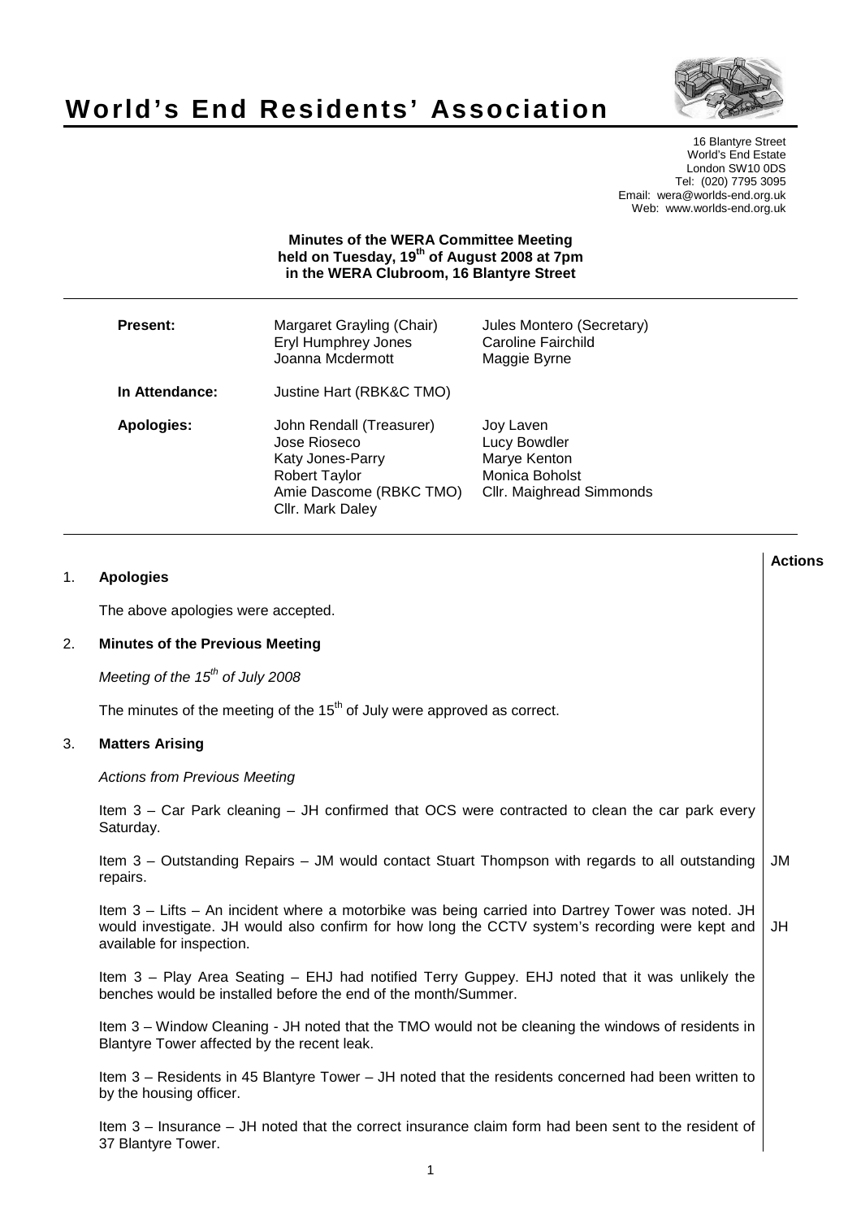# World's End Residents' Association

16 Blantyre Street
World's End Estate
London SW10 0DS
Tel: (020) 7795 3095
Email: wera@worlds-end.org.uk
Web: www.worlds-end.org.uk

**Minutes of the WERA Committee Meeting held on Tuesday, 19th of August 2008 at 7pm in the WERA Clubroom, 16 Blantyre Street**

| | | |
|---|---|---|
| **Present:** | Margaret Grayling (Chair) | Jules Montero (Secretary) |
| | Eryl Humphrey Jones | Caroline Fairchild |
| | Joanna Mcdermott | Maggie Byrne |
| **In Attendance:** | Justine Hart (RBK&C TMO) | |
| **Apologies:** | John Rendall (Treasurer) | Joy Laven |
| | Jose Rioseco | Lucy Bowdler |
| | Katy Jones-Parry | Marye Kenton |
| | Robert Taylor | Monica Boholst |
| | Amie Dascome (RBKC TMO) | Cllr. Maighread Simmonds |
| | Cllr. Mark Daley | |

**Actions**

## 1. Apologies

The above apologies were accepted.

## 2. Minutes of the Previous Meeting

*Meeting of the 15th of July 2008*

The minutes of the meeting of the 15th of July were approved as correct.

## 3. Matters Arising

*Actions from Previous Meeting*

Item 3 – Car Park cleaning – JH confirmed that OCS were contracted to clean the car park every Saturday.

Item 3 – Outstanding Repairs – JM would contact Stuart Thompson with regards to all outstanding repairs. **JM**

Item 3 – Lifts – An incident where a motorbike was being carried into Dartrey Tower was noted. JH would investigate. JH would also confirm for how long the CCTV system's recording were kept and available for inspection. **JH**

Item 3 – Play Area Seating – EHJ had notified Terry Guppey. EHJ noted that it was unlikely the benches would be installed before the end of the month/Summer.

Item 3 – Window Cleaning - JH noted that the TMO would not be cleaning the windows of residents in Blantyre Tower affected by the recent leak.

Item 3 – Residents in 45 Blantyre Tower – JH noted that the residents concerned had been written to by the housing officer.

Item 3 – Insurance – JH noted that the correct insurance claim form had been sent to the resident of 37 Blantyre Tower.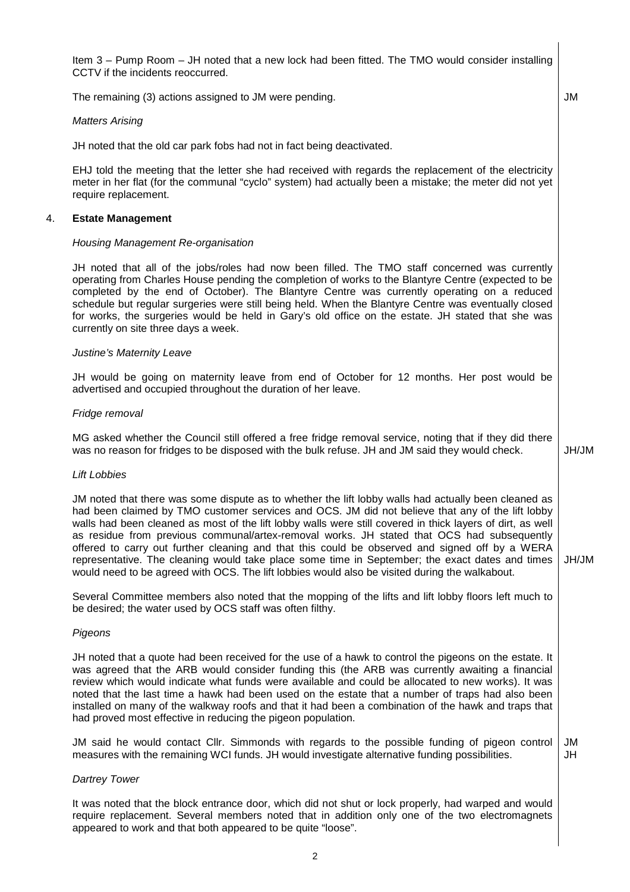Item 3 – Pump Room – JH noted that a new lock had been fitted. The TMO would consider installing CCTV if the incidents reoccurred.

The remaining (3) actions assigned to JM were pending. **JM**

*Matters Arising*

JH noted that the old car park fobs had not in fact being deactivated.

EHJ told the meeting that the letter she had received with regards the replacement of the electricity meter in her flat (for the communal "cyclo" system) had actually been a mistake; the meter did not yet require replacement.

## 4. Estate Management

*Housing Management Re-organisation*

JH noted that all of the jobs/roles had now been filled. The TMO staff concerned was currently operating from Charles House pending the completion of works to the Blantyre Centre (expected to be completed by the end of October). The Blantyre Centre was currently operating on a reduced schedule but regular surgeries were still being held. When the Blantyre Centre was eventually closed for works, the surgeries would be held in Gary's old office on the estate. JH stated that she was currently on site three days a week.

*Justine's Maternity Leave*

JH would be going on maternity leave from end of October for 12 months. Her post would be advertised and occupied throughout the duration of her leave.

*Fridge removal*

MG asked whether the Council still offered a free fridge removal service, noting that if they did there was no reason for fridges to be disposed with the bulk refuse. JH and JM said they would check. **JH/JM**

*Lift Lobbies*

JM noted that there was some dispute as to whether the lift lobby walls had actually been cleaned as had been claimed by TMO customer services and OCS. JM did not believe that any of the lift lobby walls had been cleaned as most of the lift lobby walls were still covered in thick layers of dirt, as well as residue from previous communal/artex-removal works. JH stated that OCS had subsequently offered to carry out further cleaning and that this could be observed and signed off by a WERA representative. The cleaning would take place some time in September; the exact dates and times would need to be agreed with OCS. The lift lobbies would also be visited during the walkabout. **JH/JM**

Several Committee members also noted that the mopping of the lifts and lift lobby floors left much to be desired; the water used by OCS staff was often filthy.

*Pigeons*

JH noted that a quote had been received for the use of a hawk to control the pigeons on the estate. It was agreed that the ARB would consider funding this (the ARB was currently awaiting a financial review which would indicate what funds were available and could be allocated to new works). It was noted that the last time a hawk had been used on the estate that a number of traps had also been installed on many of the walkway roofs and that it had been a combination of the hawk and traps that had proved most effective in reducing the pigeon population.

JM said he would contact Cllr. Simmonds with regards to the possible funding of pigeon control measures with the remaining WCI funds. JH would investigate alternative funding possibilities. **JM** **JH**

*Dartrey Tower*

It was noted that the block entrance door, which did not shut or lock properly, had warped and would require replacement. Several members noted that in addition only one of the two electromagnets appeared to work and that both appeared to be quite "loose".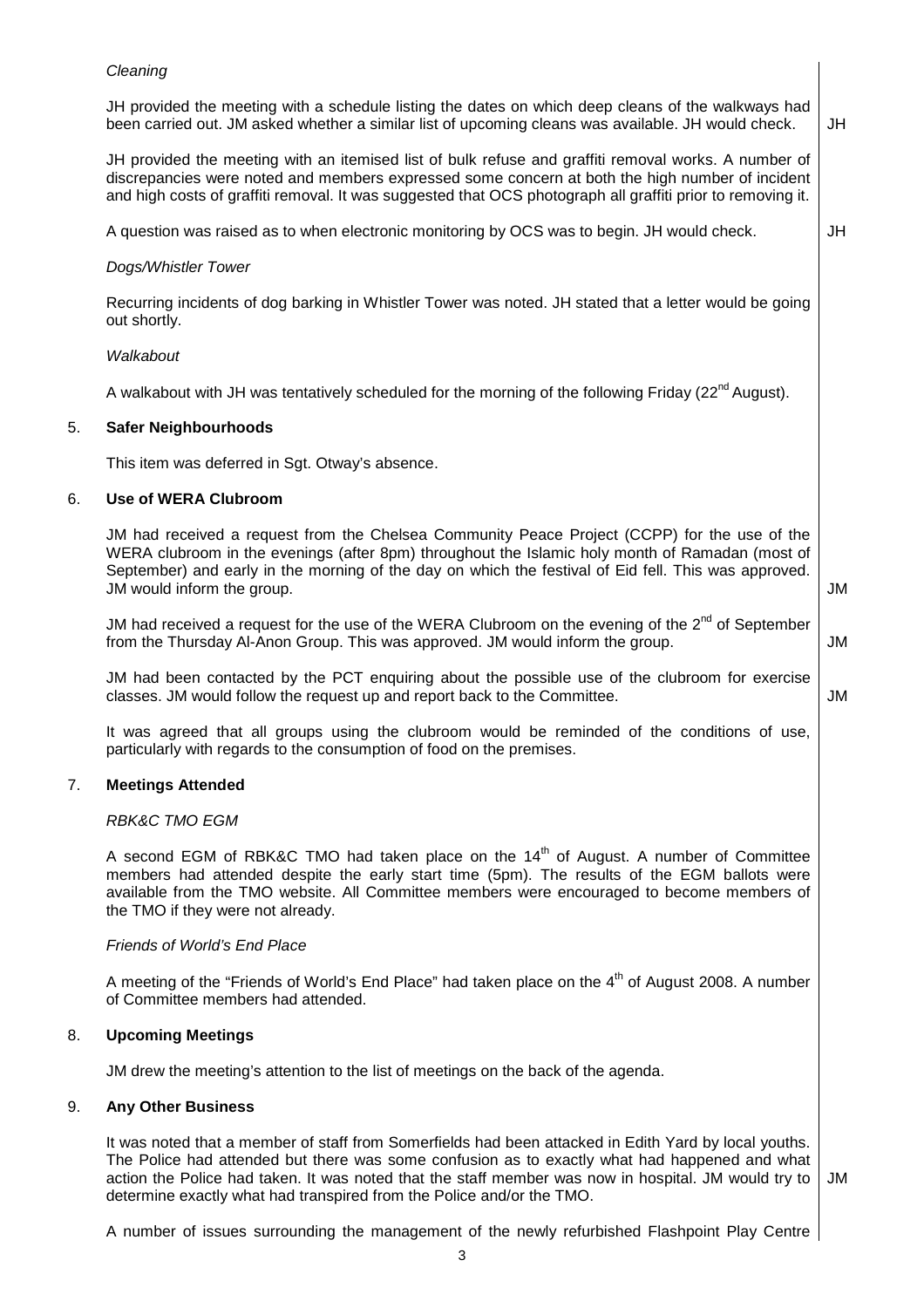*Cleaning*

JH provided the meeting with a schedule listing the dates on which deep cleans of the walkways had been carried out. JM asked whether a similar list of upcoming cleans was available. JH would check. **JH**

JH provided the meeting with an itemised list of bulk refuse and graffiti removal works. A number of discrepancies were noted and members expressed some concern at both the high number of incident and high costs of graffiti removal. It was suggested that OCS photograph all graffiti prior to removing it.

A question was raised as to when electronic monitoring by OCS was to begin. JH would check. **JH**

*Dogs/Whistler Tower*

Recurring incidents of dog barking in Whistler Tower was noted. JH stated that a letter would be going out shortly.

*Walkabout*

A walkabout with JH was tentatively scheduled for the morning of the following Friday (22nd August).

## 5. Safer Neighbourhoods

This item was deferred in Sgt. Otway's absence.

## 6. Use of WERA Clubroom

JM had received a request from the Chelsea Community Peace Project (CCPP) for the use of the WERA clubroom in the evenings (after 8pm) throughout the Islamic holy month of Ramadan (most of September) and early in the morning of the day on which the festival of Eid fell. This was approved. JM would inform the group. **JM**

JM had received a request for the use of the WERA Clubroom on the evening of the 2nd of September from the Thursday Al-Anon Group. This was approved. JM would inform the group. **JM**

JM had been contacted by the PCT enquiring about the possible use of the clubroom for exercise classes. JM would follow the request up and report back to the Committee. **JM**

It was agreed that all groups using the clubroom would be reminded of the conditions of use, particularly with regards to the consumption of food on the premises.

## 7. Meetings Attended

*RBK&C TMO EGM*

A second EGM of RBK&C TMO had taken place on the 14th of August. A number of Committee members had attended despite the early start time (5pm). The results of the EGM ballots were available from the TMO website. All Committee members were encouraged to become members of the TMO if they were not already.

*Friends of World's End Place*

A meeting of the "Friends of World's End Place" had taken place on the 4th of August 2008. A number of Committee members had attended.

## 8. Upcoming Meetings

JM drew the meeting's attention to the list of meetings on the back of the agenda.

## 9. Any Other Business

It was noted that a member of staff from Somerfields had been attacked in Edith Yard by local youths. The Police had attended but there was some confusion as to exactly what had happened and what action the Police had taken. It was noted that the staff member was now in hospital. JM would try to determine exactly what had transpired from the Police and/or the TMO. **JM**

A number of issues surrounding the management of the newly refurbished Flashpoint Play Centre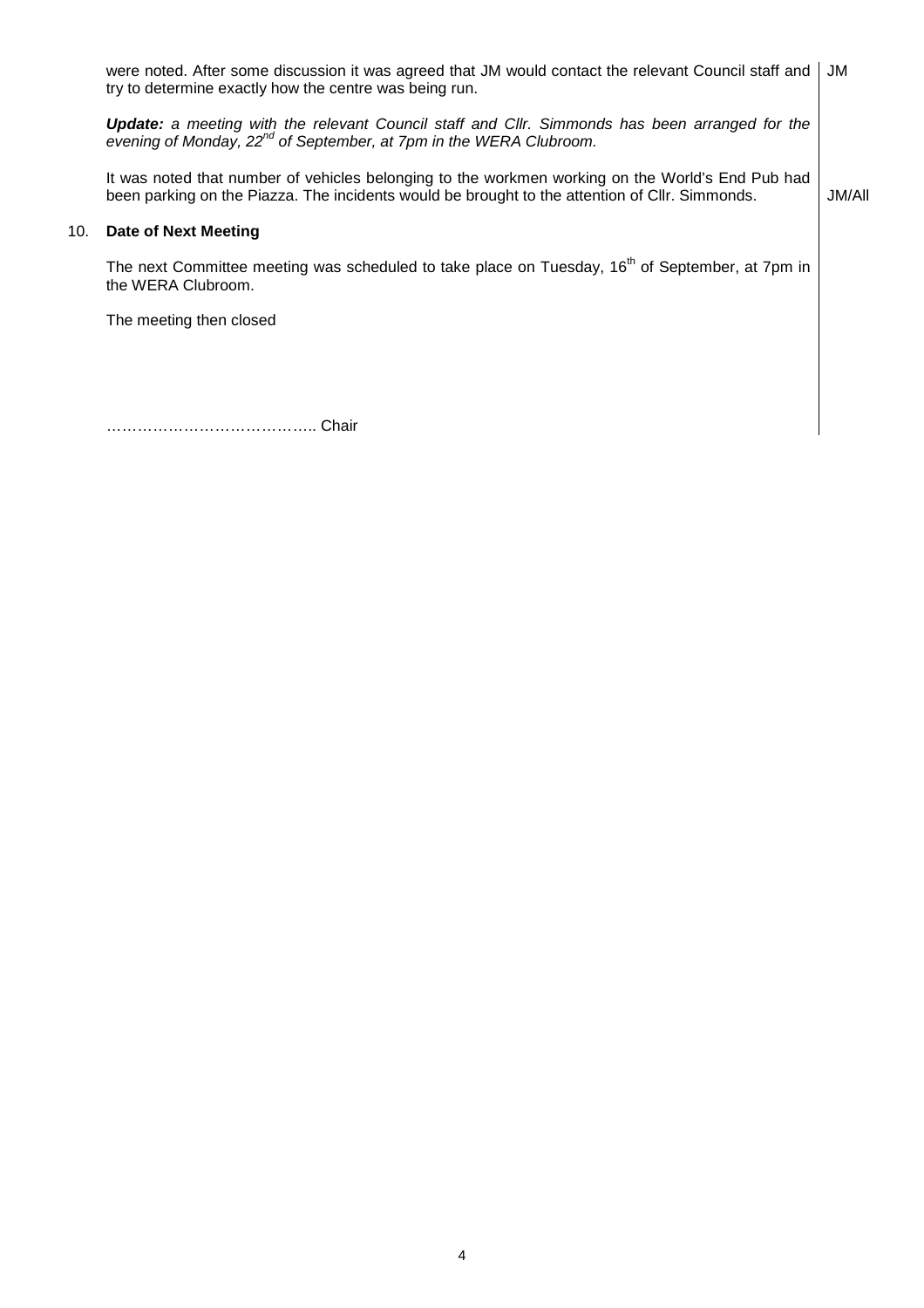were noted. After some discussion it was agreed that JM would contact the relevant Council staff and try to determine exactly how the centre was being run. | JM

***Update:*** *a meeting with the relevant Council staff and Cllr. Simmonds has been arranged for the evening of Monday, 22nd of September, at 7pm in the WERA Clubroom.*

It was noted that number of vehicles belonging to the workmen working on the World's End Pub had been parking on the Piazza. The incidents would be brought to the attention of Cllr. Simmonds. | JM/All

## 10. Date of Next Meeting

The next Committee meeting was scheduled to take place on Tuesday, 16th of September, at 7pm in the WERA Clubroom.

The meeting then closed

………………………………….. Chair